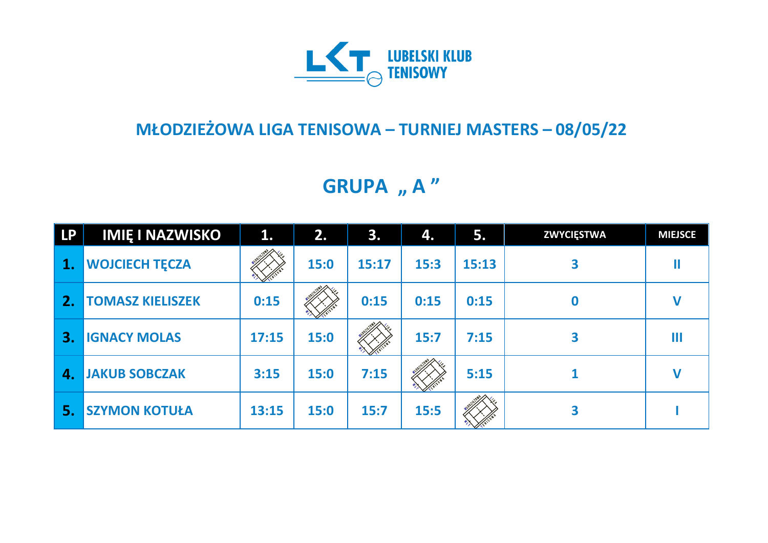LUBELSKI KLUB TENISOWY

## MŁODZIEŻOWA LIGA TENISOWA – TURNIEJ MASTERS – 08/05/22

## GRUPA „ A ”

| LP | IMIĘ I NAZWISKO | 1. | 2. | 3. | 4. | 5. | ZWYCIĘSTWA | MIEJSCE |
|---|---|---|---|---|---|---|---|---|
| 1. | WOJCIECH TĘCZA | | 15:0 | 15:17 | 15:3 | 15:13 | 3 | II |
| 2. | TOMASZ KIELISZEK | 0:15 | | 0:15 | 0:15 | 0:15 | 0 | V |
| 3. | IGNACY MOLAS | 17:15 | 15:0 | | 15:7 | 7:15 | 3 | III |
| 4. | JAKUB SOBCZAK | 3:15 | 15:0 | 7:15 | | 5:15 | 1 | V |
| 5. | SZYMON KOTUŁA | 13:15 | 15:0 | 15:7 | 15:5 | | 3 | I |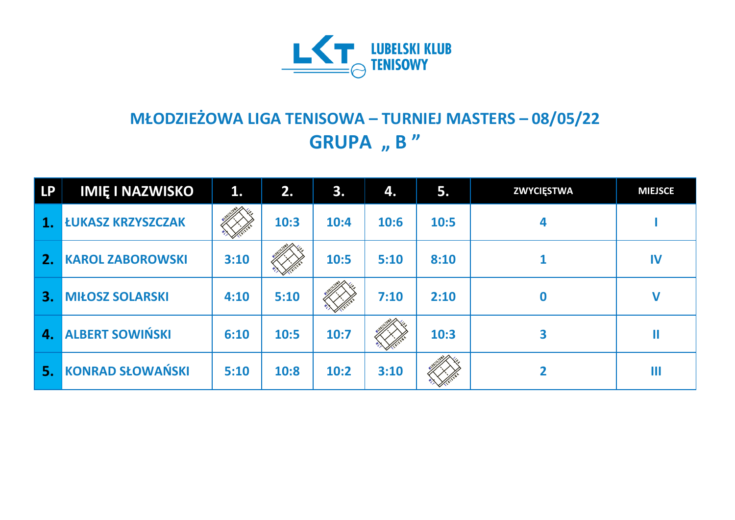LUBELSKI KLUB TENISOWY

## MŁODZIEŻOWA LIGA TENISOWA – TURNIEJ MASTERS – 08/05/22

## GRUPA „ B ”

| LP | IMIĘ I NAZWISKO | 1. | 2. | 3. | 4. | 5. | ZWYCIĘSTWA | MIEJSCE |
|---|---|---|---|---|---|---|---|---|
| 1. | ŁUKASZ KRZYSZCZAK | | 10:3 | 10:4 | 10:6 | 10:5 | 4 | I |
| 2. | KAROL ZABOROWSKI | 3:10 | | 10:5 | 5:10 | 8:10 | 1 | IV |
| 3. | MIŁOSZ SOLARSKI | 4:10 | 5:10 | | 7:10 | 2:10 | 0 | V |
| 4. | ALBERT SOWIŃSKI | 6:10 | 10:5 | 10:7 | | 10:3 | 3 | II |
| 5. | KONRAD SŁOWAŃSKI | 5:10 | 10:8 | 10:2 | 3:10 | | 2 | III |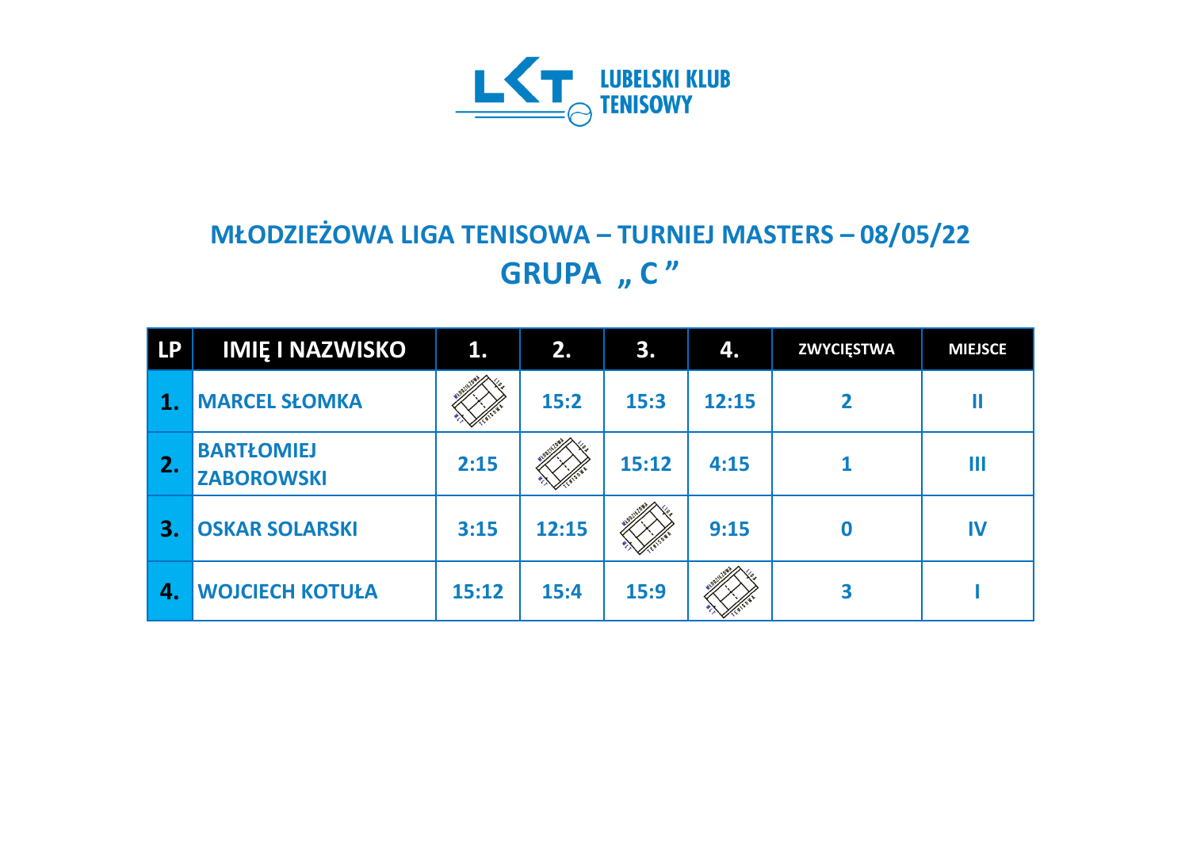LUBELSKI KLUB TENISOWY

## MŁODZIEŻOWA LIGA TENISOWA – TURNIEJ MASTERS – 08/05/22

## GRUPA „ C ”

| LP | IMIĘ I NAZWISKO | 1. | 2. | 3. | 4. | ZWYCIĘSTWA | MIEJSCE |
|---|---|---|---|---|---|---|---|
| 1. | MARCEL SŁOMKA | | 15:2 | 15:3 | 12:15 | 2 | II |
| 2. | BARTŁOMIEJ ZABOROWSKI | 2:15 | | 15:12 | 4:15 | 1 | III |
| 3. | OSKAR SOLARSKI | 3:15 | 12:15 | | 9:15 | 0 | IV |
| 4. | WOJCIECH KOTUŁA | 15:12 | 15:4 | 15:9 | | 3 | I |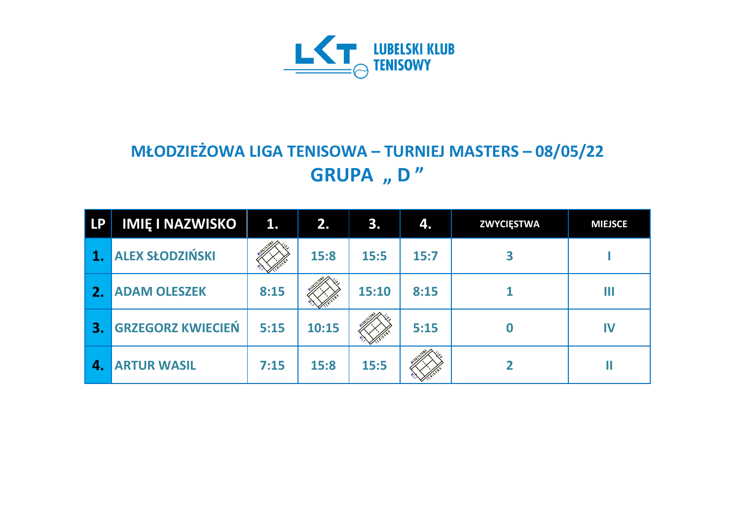LUBELSKI KLUB TENISOWY

# MŁODZIEŻOWA LIGA TENISOWA – TURNIEJ MASTERS – 08/05/22

## GRUPA „ D ”

| LP | IMIĘ I NAZWISKO | 1. | 2. | 3. | 4. | ZWYCIĘSTWA | MIEJSCE |
|---|---|---|---|---|---|---|---|
| 1. | ALEX SŁODZIŃSKI | | 15:8 | 15:5 | 15:7 | 3 | I |
| 2. | ADAM OLESZEK | 8:15 | | 15:10 | 8:15 | 1 | III |
| 3. | GRZEGORZ KWIECIEŃ | 5:15 | 10:15 | | 5:15 | 0 | IV |
| 4. | ARTUR WASIL | 7:15 | 15:8 | 15:5 | | 2 | II |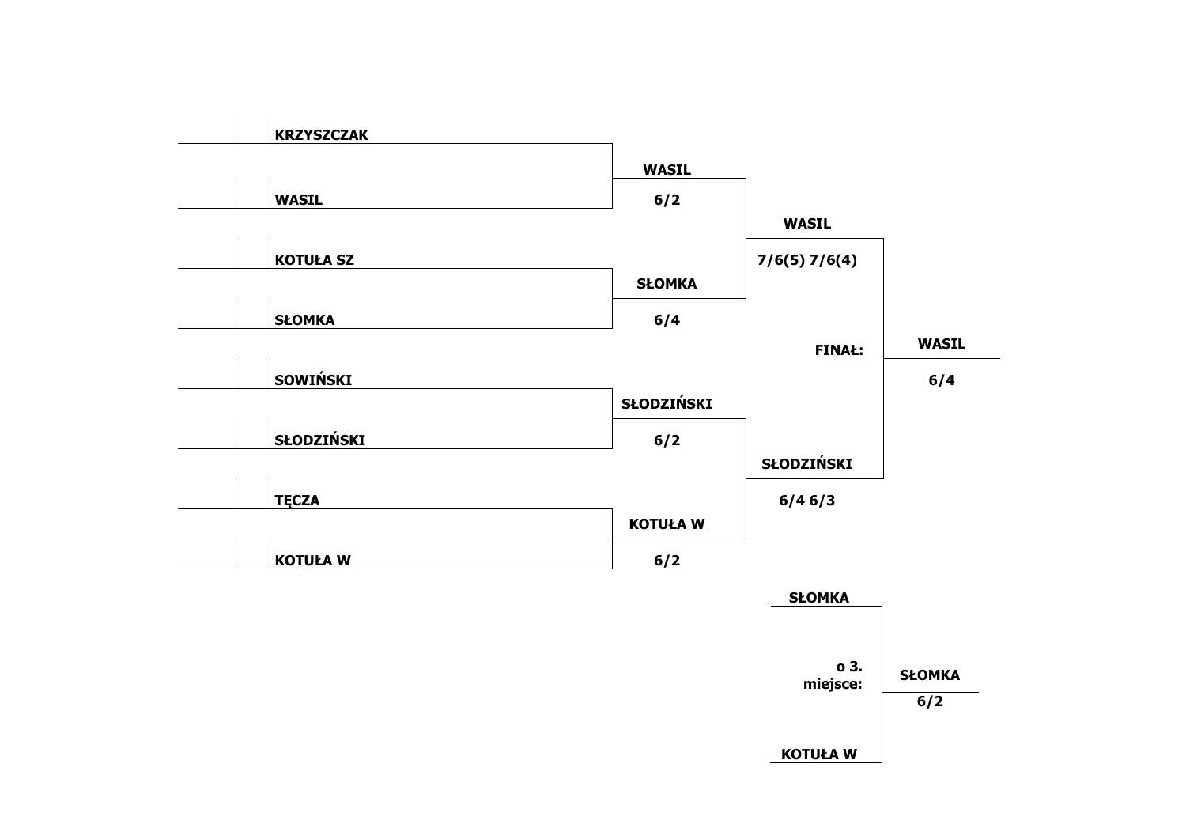KRZYSZCZAK

WASIL

KOTUŁA SZ

SŁOMKA

SOWIŃSKI

SŁODZIŃSKI

TĘCZA

KOTUŁA W

WASIL
6/2

SŁOMKA
6/4

SŁODZIŃSKI
6/2

KOTUŁA W
6/2

WASIL
7/6(5) 7/6(4)

SŁODZIŃSKI
6/4 6/3

FINAŁ:

WASIL
6/4

SŁOMKA

o 3. miejsce:

KOTUŁA W

SŁOMKA
6/2